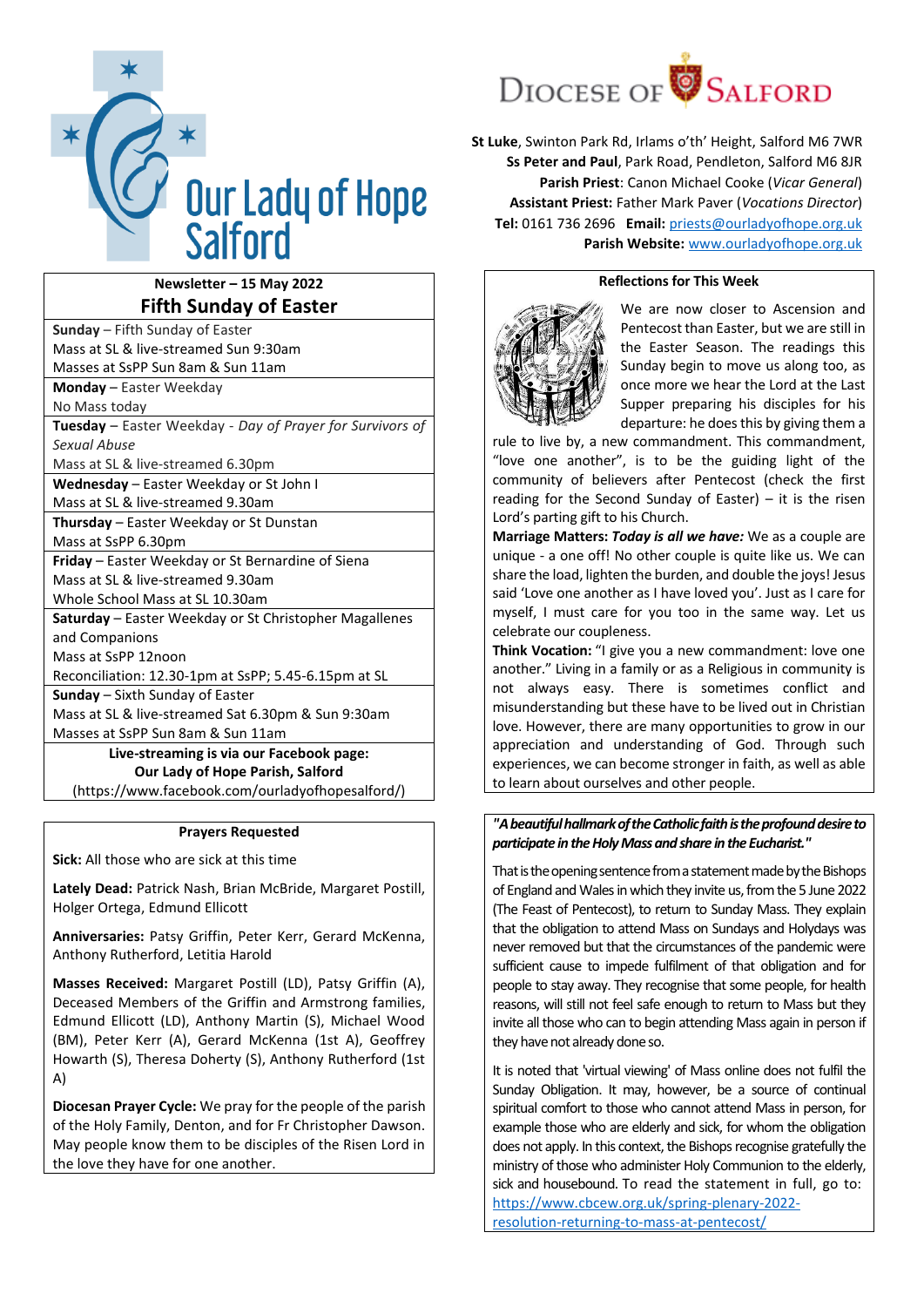# Our Lady of Hope Salford

**Diocese of Salford**

**St Luke**, Swinton Park Rd, Irlams o'th' Height, Salford M6 7WR
**Ss Peter and Paul**, Park Road, Pendleton, Salford M6 8JR
**Parish Priest**: Canon Michael Cooke (*Vicar General*)
**Assistant Priest:** Father Mark Paver (*Vocations Director*)
**Tel:** 0161 736 2696 **Email:** priests@ourladyofhope.org.uk
**Parish Website:** www.ourladyofhope.org.uk

## Newsletter – 15 May 2022

## Fifth Sunday of Easter

**Sunday** – Fifth Sunday of Easter
Mass at SL & live-streamed Sun 9:30am
Masses at SsPP Sun 8am & Sun 11am

**Monday** – Easter Weekday
No Mass today

**Tuesday** – Easter Weekday - *Day of Prayer for Survivors of Sexual Abuse*
Mass at SL & live-streamed 6.30pm

**Wednesday** – Easter Weekday or St John I
Mass at SL & live-streamed 9.30am

**Thursday** – Easter Weekday or St Dunstan
Mass at SsPP 6.30pm

**Friday** – Easter Weekday or St Bernardine of Siena
Mass at SL & live-streamed 9.30am
Whole School Mass at SL 10.30am

**Saturday** – Easter Weekday or St Christopher Magallenes and Companions
Mass at SsPP 12noon
Reconciliation: 12.30-1pm at SsPP; 5.45-6.15pm at SL

**Sunday** – Sixth Sunday of Easter
Mass at SL & live-streamed Sat 6.30pm & Sun 9:30am
Masses at SsPP Sun 8am & Sun 11am

**Live-streaming is via our Facebook page:**
**Our Lady of Hope Parish, Salford**
(https://www.facebook.com/ourladyofhopesalford/)

### Prayers Requested

**Sick:** All those who are sick at this time

**Lately Dead:** Patrick Nash, Brian McBride, Margaret Postill, Holger Ortega, Edmund Ellicott

**Anniversaries:** Patsy Griffin, Peter Kerr, Gerard McKenna, Anthony Rutherford, Letitia Harold

**Masses Received:** Margaret Postill (LD), Patsy Griffin (A), Deceased Members of the Griffin and Armstrong families, Edmund Ellicott (LD), Anthony Martin (S), Michael Wood (BM), Peter Kerr (A), Gerard McKenna (1st A), Geoffrey Howarth (S), Theresa Doherty (S), Anthony Rutherford (1st A)

**Diocesan Prayer Cycle:** We pray for the people of the parish of the Holy Family, Denton, and for Fr Christopher Dawson. May people know them to be disciples of the Risen Lord in the love they have for one another.

### Reflections for This Week

We are now closer to Ascension and Pentecost than Easter, but we are still in the Easter Season. The readings this Sunday begin to move us along too, as once more we hear the Lord at the Last Supper preparing his disciples for his departure: he does this by giving them a rule to live by, a new commandment. This commandment, "love one another", is to be the guiding light of the community of believers after Pentecost (check the first reading for the Second Sunday of Easter) – it is the risen Lord's parting gift to his Church.

**Marriage Matters:** ***Today is all we have:*** We as a couple are unique - a one off! No other couple is quite like us. We can share the load, lighten the burden, and double the joys! Jesus said 'Love one another as I have loved you'. Just as I care for myself, I must care for you too in the same way. Let us celebrate our coupleness.

**Think Vocation:** "I give you a new commandment: love one another." Living in a family or as a Religious in community is not always easy. There is sometimes conflict and misunderstanding but these have to be lived out in Christian love. However, there are many opportunities to grow in our appreciation and understanding of God. Through such experiences, we can become stronger in faith, as well as able to learn about ourselves and other people.

***"A beautiful hallmark of the Catholic faith is the profound desire to participate in the Holy Mass and share in the Eucharist."***

That is the opening sentence from a statement made by the Bishops of England and Wales in which they invite us, from the 5 June 2022 (The Feast of Pentecost), to return to Sunday Mass. They explain that the obligation to attend Mass on Sundays and Holydays was never removed but that the circumstances of the pandemic were sufficient cause to impede fulfilment of that obligation and for people to stay away. They recognise that some people, for health reasons, will still not feel safe enough to return to Mass but they invite all those who can to begin attending Mass again in person if they have not already done so.

It is noted that 'virtual viewing' of Mass online does not fulfil the Sunday Obligation. It may, however, be a source of continual spiritual comfort to those who cannot attend Mass in person, for example those who are elderly and sick, for whom the obligation does not apply. In this context, the Bishops recognise gratefully the ministry of those who administer Holy Communion to the elderly, sick and housebound. To read the statement in full, go to: https://www.cbcew.org.uk/spring-plenary-2022-resolution-returning-to-mass-at-pentecost/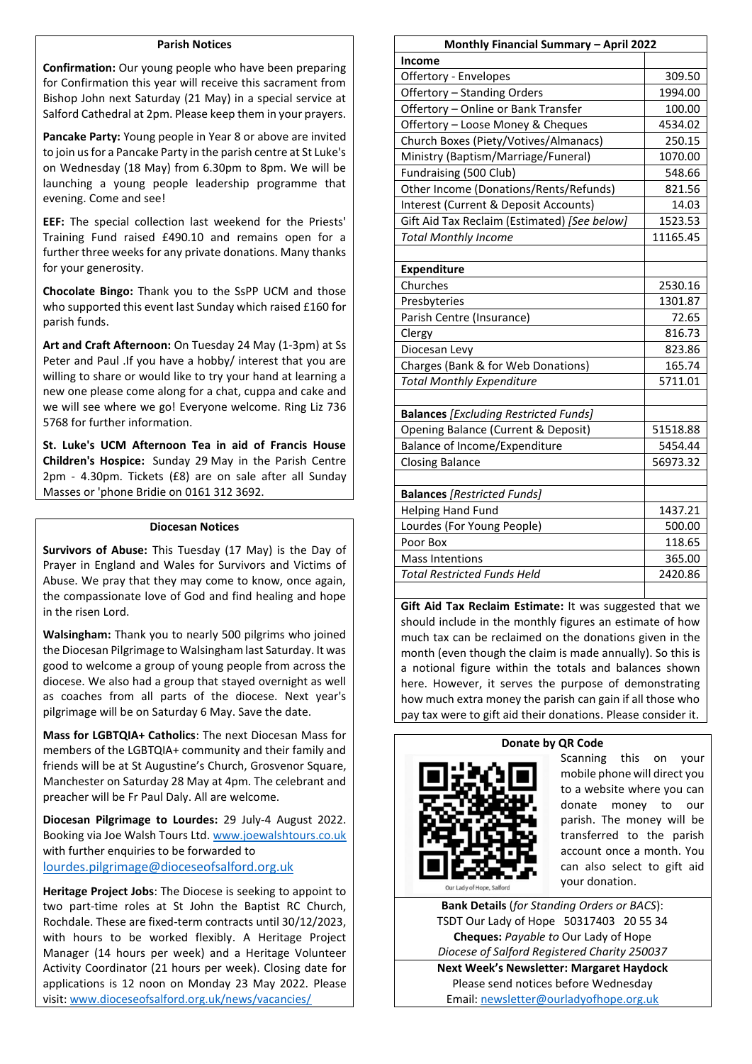## Parish Notices

**Confirmation:** Our young people who have been preparing for Confirmation this year will receive this sacrament from Bishop John next Saturday (21 May) in a special service at Salford Cathedral at 2pm. Please keep them in your prayers.

**Pancake Party:** Young people in Year 8 or above are invited to join us for a Pancake Party in the parish centre at St Luke's on Wednesday (18 May) from 6.30pm to 8pm. We will be launching a young people leadership programme that evening. Come and see!

**EEF:** The special collection last weekend for the Priests' Training Fund raised £490.10 and remains open for a further three weeks for any private donations. Many thanks for your generosity.

**Chocolate Bingo:** Thank you to the SsPP UCM and those who supported this event last Sunday which raised £160 for parish funds.

**Art and Craft Afternoon:** On Tuesday 24 May (1-3pm) at Ss Peter and Paul .If you have a hobby/ interest that you are willing to share or would like to try your hand at learning a new one please come along for a chat, cuppa and cake and we will see where we go! Everyone welcome. Ring Liz 736 5768 for further information.

**St. Luke's UCM Afternoon Tea in aid of Francis House Children's Hospice:** Sunday 29 May in the Parish Centre 2pm - 4.30pm. Tickets (£8) are on sale after all Sunday Masses or 'phone Bridie on 0161 312 3692.

## Diocesan Notices

**Survivors of Abuse:** This Tuesday (17 May) is the Day of Prayer in England and Wales for Survivors and Victims of Abuse. We pray that they may come to know, once again, the compassionate love of God and find healing and hope in the risen Lord.

**Walsingham:** Thank you to nearly 500 pilgrims who joined the Diocesan Pilgrimage to Walsingham last Saturday. It was good to welcome a group of young people from across the diocese. We also had a group that stayed overnight as well as coaches from all parts of the diocese. Next year's pilgrimage will be on Saturday 6 May. Save the date.

**Mass for LGBTQIA+ Catholics**: The next Diocesan Mass for members of the LGBTQIA+ community and their family and friends will be at St Augustine's Church, Grosvenor Square, Manchester on Saturday 28 May at 4pm. The celebrant and preacher will be Fr Paul Daly. All are welcome.

**Diocesan Pilgrimage to Lourdes:** 29 July-4 August 2022. Booking via Joe Walsh Tours Ltd. www.joewalshtours.co.uk with further enquiries to be forwarded to lourdes.pilgrimage@dioceseofsalford.org.uk

**Heritage Project Jobs**: The Diocese is seeking to appoint to two part-time roles at St John the Baptist RC Church, Rochdale. These are fixed-term contracts until 30/12/2023, with hours to be worked flexibly. A Heritage Project Manager (14 hours per week) and a Heritage Volunteer Activity Coordinator (21 hours per week). Closing date for applications is 12 noon on Monday 23 May 2022. Please visit: www.dioceseofsalford.org.uk/news/vacancies/

## Monthly Financial Summary – April 2022

| | |
|---|---|
| **Income** | |
| Offertory - Envelopes | 309.50 |
| Offertory – Standing Orders | 1994.00 |
| Offertory – Online or Bank Transfer | 100.00 |
| Offertory – Loose Money & Cheques | 4534.02 |
| Church Boxes (Piety/Votives/Almanacs) | 250.15 |
| Ministry (Baptism/Marriage/Funeral) | 1070.00 |
| Fundraising (500 Club) | 548.66 |
| Other Income (Donations/Rents/Refunds) | 821.56 |
| Interest (Current & Deposit Accounts) | 14.03 |
| Gift Aid Tax Reclaim (Estimated) *[See below]* | 1523.53 |
| *Total Monthly Income* | 11165.45 |
| | |
| **Expenditure** | |
| Churches | 2530.16 |
| Presbyteries | 1301.87 |
| Parish Centre (Insurance) | 72.65 |
| Clergy | 816.73 |
| Diocesan Levy | 823.86 |
| Charges (Bank & for Web Donations) | 165.74 |
| *Total Monthly Expenditure* | 5711.01 |
| | |
| **Balances** *[Excluding Restricted Funds]* | |
| Opening Balance (Current & Deposit) | 51518.88 |
| Balance of Income/Expenditure | 5454.44 |
| Closing Balance | 56973.32 |
| | |
| **Balances** *[Restricted Funds]* | |
| Helping Hand Fund | 1437.21 |
| Lourdes (For Young People) | 500.00 |
| Poor Box | 118.65 |
| Mass Intentions | 365.00 |
| *Total Restricted Funds Held* | 2420.86 |

**Gift Aid Tax Reclaim Estimate:** It was suggested that we should include in the monthly figures an estimate of how much tax can be reclaimed on the donations given in the month (even though the claim is made annually). So this is a notional figure within the totals and balances shown here. However, it serves the purpose of demonstrating how much extra money the parish can gain if all those who pay tax were to gift aid their donations. Please consider it.

**Donate by QR Code**

Our Lady of Hope, Salford

Scanning this on your mobile phone will direct you to a website where you can donate money to our parish. The money will be transferred to the parish account once a month. You can also select to gift aid your donation.

**Bank Details** (*for Standing Orders or BACS*):
TSDT Our Lady of Hope 50317403 20 55 34
**Cheques:** *Payable to* Our Lady of Hope
*Diocese of Salford Registered Charity 250037*

**Next Week's Newsletter: Margaret Haydock**
Please send notices before Wednesday
Email: newsletter@ourladyofhope.org.uk